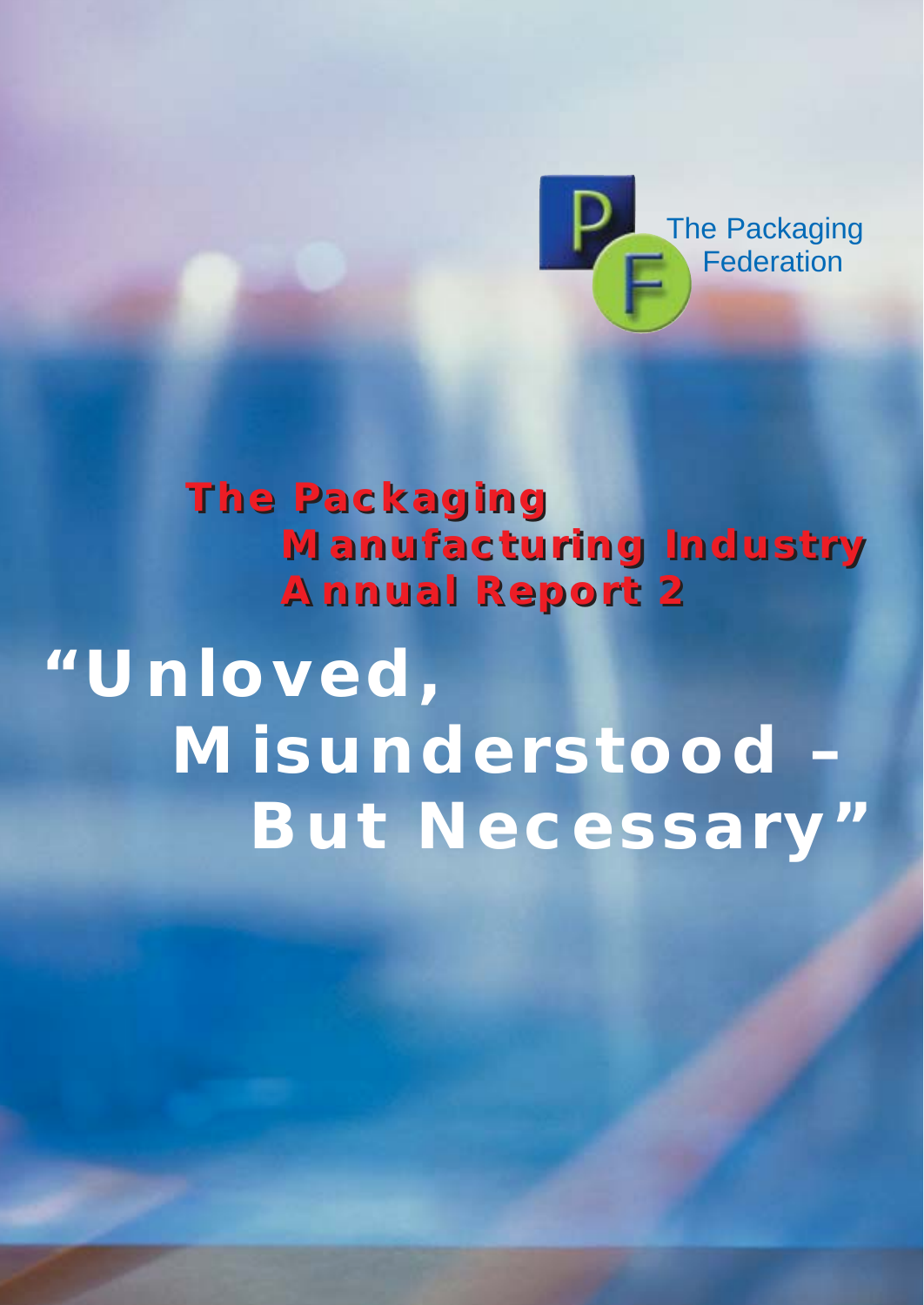The Packaging Federation

# The Packaging Manufacturing Industry Annual Report 2

# "Unloved, Misunderstood – But Necessary"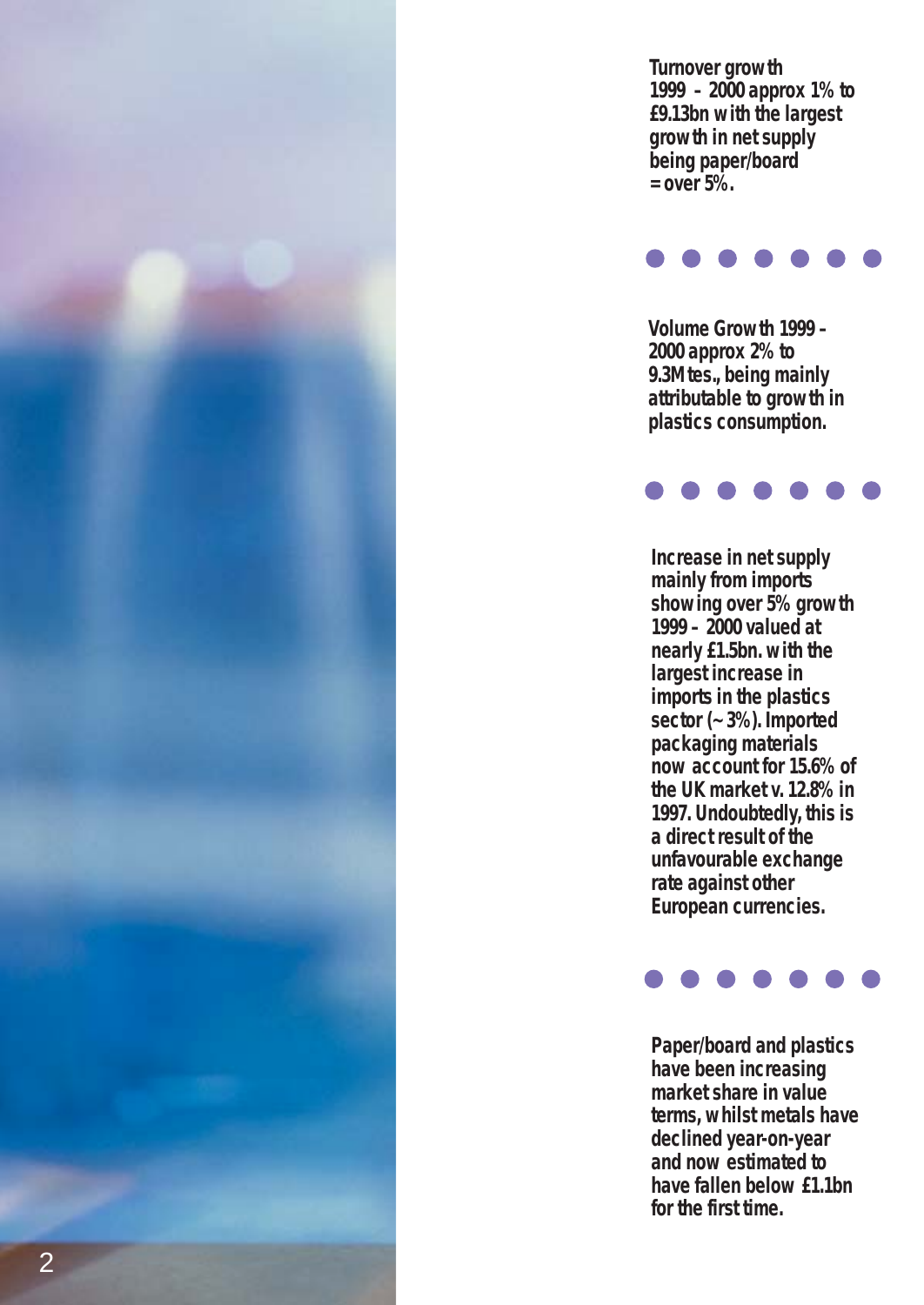**Turnover growth 1999 – 2000 approx 1% to £9.13bn with the largest growth in net supply being paper/board = over 5%.**

**Volume Growth 1999 – 2000 approx 2% to 9.3Mtes., being mainly attributable to growth in plastics consumption.**

**Increase in net supply mainly from imports showing over 5% growth 1999 – 2000 valued at nearly £1.5bn. with the largest increase in imports in the plastics sector (~3%). Imported packaging materials now account for 15.6% of the UK market v. 12.8% in 1997. Undoubtedly, this is a direct result of the unfavourable exchange rate against other European currencies.**

**Paper/board and plastics have been increasing market share in value terms, whilst metals have declined year-on-year and now estimated to have fallen below £1.1bn for the first time.**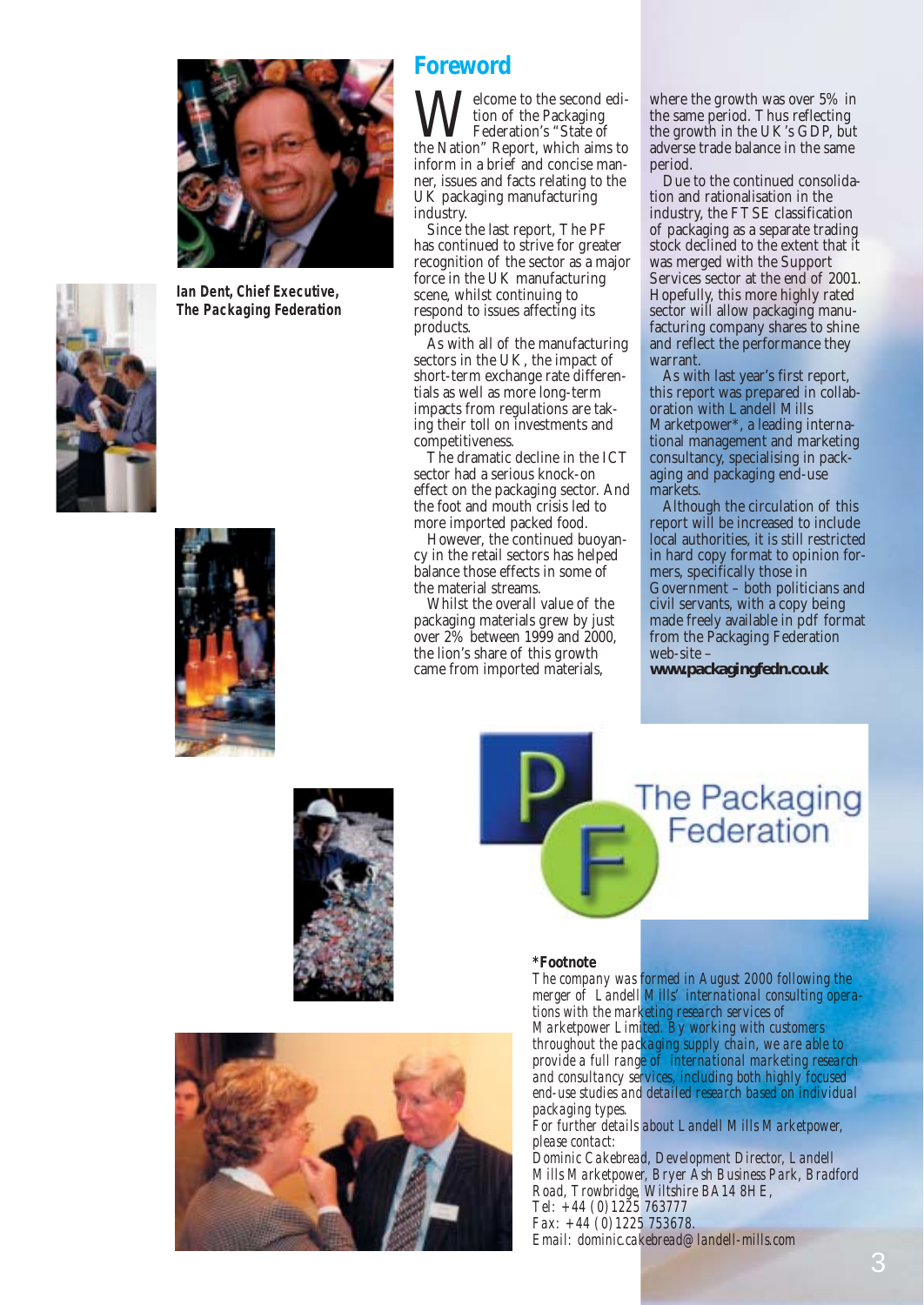Ian Dent, Chief Executive, The Packaging Federation

# Foreword

Welcome to the second edition of the Packaging Federation's "State of the Nation" Report, which aims to inform in a brief and concise manner, issues and facts relating to the UK packaging manufacturing industry.

Since the last report, The PF has continued to strive for greater recognition of the sector as a major force in the UK manufacturing scene, whilst continuing to respond to issues affecting its products.

As with all of the manufacturing sectors in the UK, the impact of short-term exchange rate differentials as well as more long-term impacts from regulations are taking their toll on investments and competitiveness.

The dramatic decline in the ICT sector had a serious knock-on effect on the packaging sector. And the foot and mouth crisis led to more imported packed food.

However, the continued buoyancy in the retail sectors has helped balance those effects in some of the material streams.

Whilst the overall value of the packaging materials grew by just over 2% between 1999 and 2000, the lion's share of this growth came from imported materials, where the growth was over 5% in the same period. Thus reflecting the growth in the UK's GDP, but adverse trade balance in the same period.

Due to the continued consolidation and rationalisation in the industry, the FTSE classification of packaging as a separate trading stock declined to the extent that it was merged with the Support Services sector at the end of 2001. Hopefully, this more highly rated sector will allow packaging manufacturing company shares to shine and reflect the performance they warrant.

As with last year's first report, this report was prepared in collaboration with Landell Mills Marketpower*, a leading international management and marketing consultancy, specialising in packaging and packaging end-use markets.

Although the circulation of this report will be increased to include local authorities, it is still restricted in hard copy format to opinion formers, specifically those in Government – both politicians and civil servants, with a copy being made freely available in pdf format from the Packaging Federation web-site – **www.packagingfedn.co.uk**

The Packaging Federation

**\*Footnote**

*The company was formed in August 2000 following the merger of Landell Mills' international consulting operations with the marketing research services of Marketpower Limited. By working with customers throughout the packaging supply chain, we are able to provide a full range of international marketing research and consultancy services, including both highly focused end-use studies and detailed research based on individual packaging types.*

*For further details about Landell Mills Marketpower, please contact:*

*Dominic Cakebread, Development Director, Landell Mills Marketpower, Bryer Ash Business Park, Bradford Road, Trowbridge, Wiltshire BA14 8HE,*

*Tel: +44 (0)1225 763777*

*Fax: +44 (0)1225 753678.*

*Email: dominic.cakebread@landell-mills.com*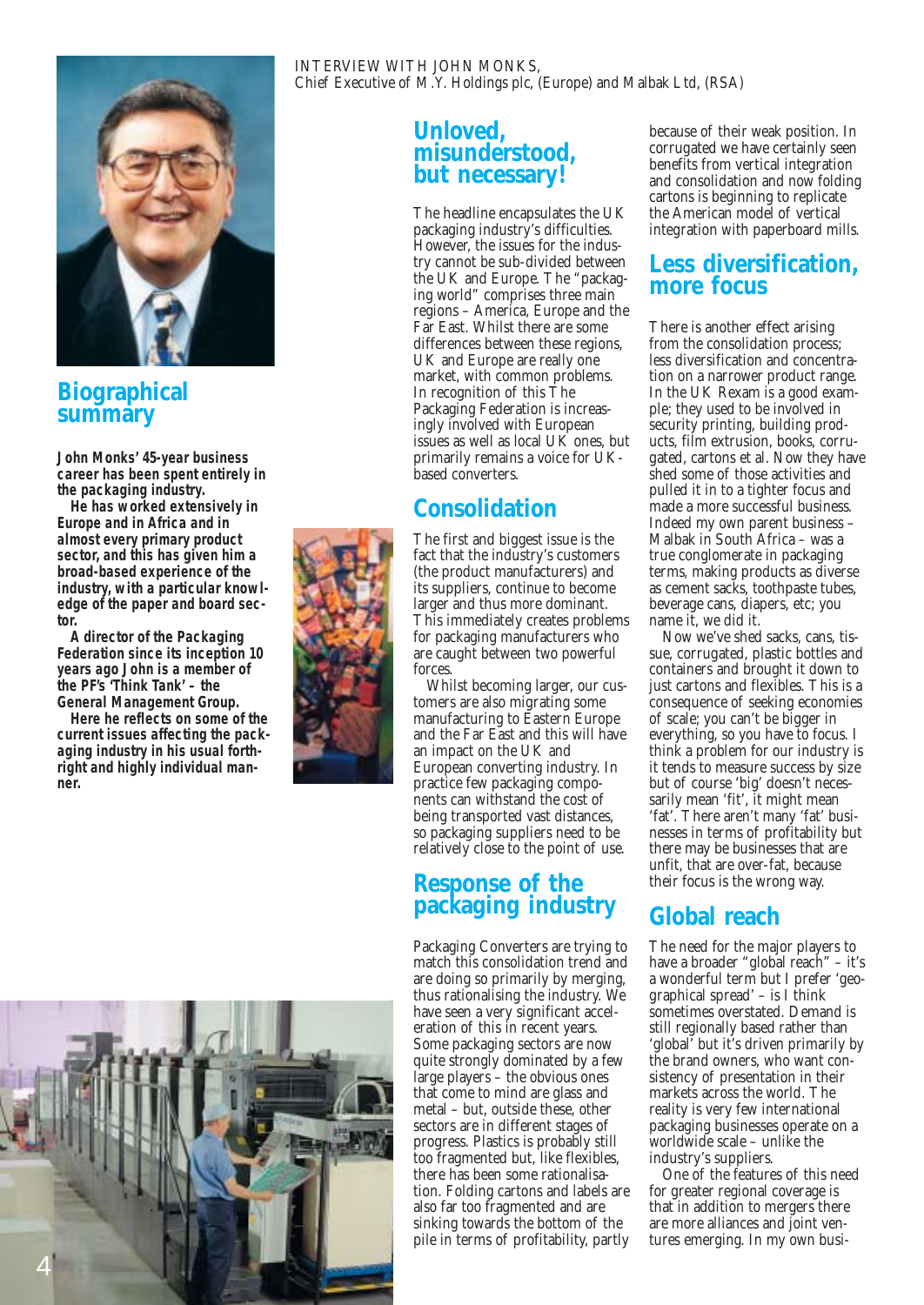INTERVIEW WITH JOHN MONKS,
Chief Executive of M.Y. Holdings plc, (Europe) and Malbak Ltd, (RSA)

## Biographical summary

**John Monks' 45-year business career has been spent entirely in the packaging industry.**

**He has worked extensively in Europe and in Africa and in almost every primary product sector, and this has given him a broad-based experience of the industry, with a particular knowledge of the paper and board sector.**

**A director of the Packaging Federation since its inception 10 years ago John is a member of the PF's 'Think Tank' – the General Management Group.**

**Here he reflects on some of the current issues affecting the packaging industry in his usual forthright and highly individual manner.**

# Unloved, misunderstood, but necessary!

The headline encapsulates the UK packaging industry's difficulties. However, the issues for the industry cannot be sub-divided between the UK and Europe. The "packaging world" comprises three main regions – America, Europe and the Far East. Whilst there are some differences between these regions, UK and Europe are really one market, with common problems. In recognition of this The Packaging Federation is increasingly involved with European issues as well as local UK ones, but primarily remains a voice for UK-based converters.

## Consolidation

The first and biggest issue is the fact that the industry's customers (the product manufacturers) and its suppliers, continue to become larger and thus more dominant. This immediately creates problems for packaging manufacturers who are caught between two powerful forces.

Whilst becoming larger, our customers are also migrating some manufacturing to Eastern Europe and the Far East and this will have an impact on the UK and European converting industry. In practice few packaging components can withstand the cost of being transported vast distances, so packaging suppliers need to be relatively close to the point of use.

## Response of the packaging industry

Packaging Converters are trying to match this consolidation trend and are doing so primarily by merging, thus rationalising the industry. We have seen a very significant acceleration of this in recent years. Some packaging sectors are now quite strongly dominated by a few large players – the obvious ones that come to mind are glass and metal – but, outside these, other sectors are in different stages of progress. Plastics is probably still too fragmented but, like flexibles, there has been some rationalisation. Folding cartons and labels are also far too fragmented and are sinking towards the bottom of the pile in terms of profitability, partly because of their weak position. In corrugated we have certainly seen benefits from vertical integration and consolidation and now folding cartons is beginning to replicate the American model of vertical integration with paperboard mills.

## Less diversification, more focus

There is another effect arising from the consolidation process; less diversification and concentration on a narrower product range. In the UK Rexam is a good example; they used to be involved in security printing, building products, film extrusion, books, corrugated, cartons et al. Now they have shed some of those activities and pulled it in to a tighter focus and made a more successful business. Indeed my own parent business – Malbak in South Africa – was a true conglomerate in packaging terms, making products as diverse as cement sacks, toothpaste tubes, beverage cans, diapers, etc; you name it, we did it.

Now we've shed sacks, cans, tissue, corrugated, plastic bottles and containers and brought it down to just cartons and flexibles. This is a consequence of seeking economies of scale; you can't be bigger in everything, so you have to focus. I think a problem for our industry is it tends to measure success by size but of course 'big' doesn't necessarily mean 'fit', it might mean 'fat'. There aren't many 'fat' businesses in terms of profitability but there may be businesses that are unfit, that are over-fat, because their focus is the wrong way.

## Global reach

The need for the major players to have a broader "global reach" – it's a wonderful term but I prefer 'geographical spread' – is I think sometimes overstated. Demand is still regionally based rather than 'global' but it's driven primarily by the brand owners, who want consistency of presentation in their markets across the world. The reality is very few international packaging businesses operate on a worldwide scale – unlike the industry's suppliers.

One of the features of this need for greater regional coverage is that in addition to mergers there are more alliances and joint ventures emerging. In my own busi-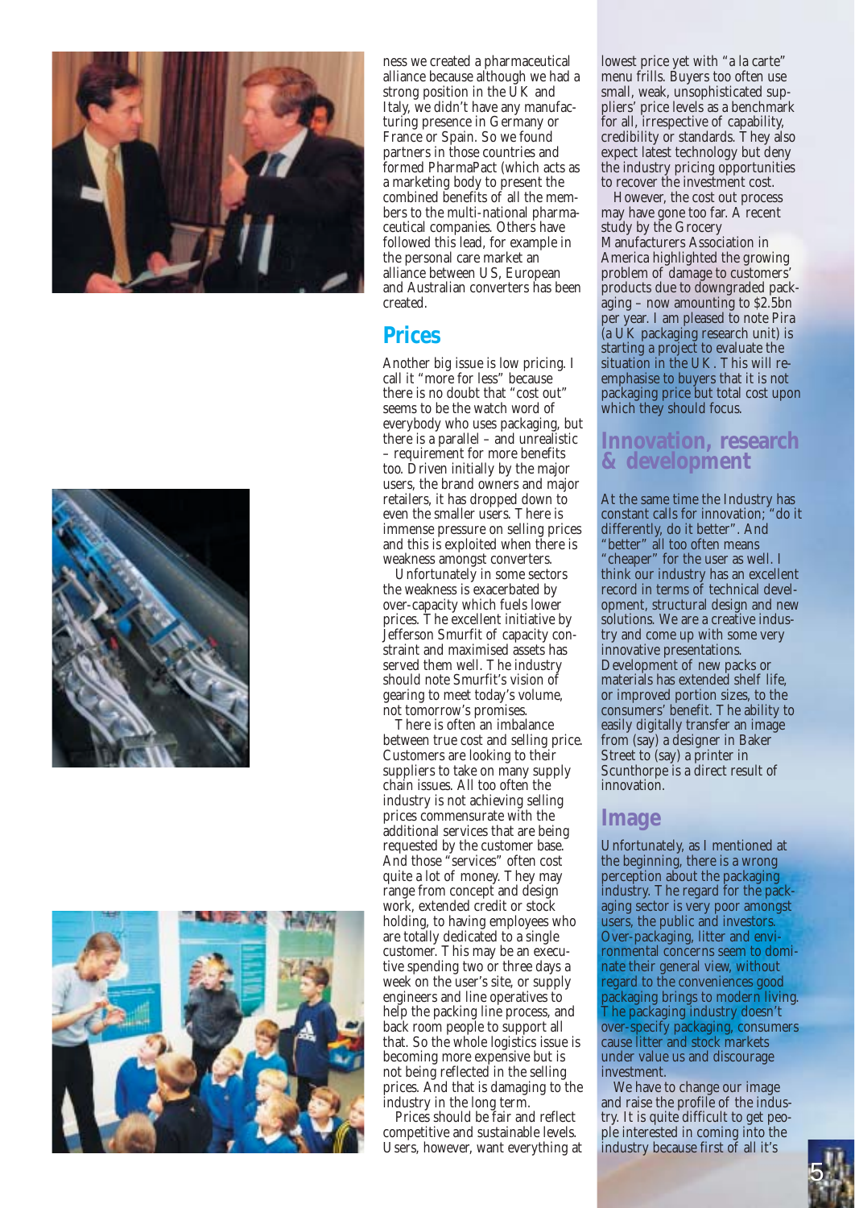ness we created a pharmaceutical alliance because although we had a strong position in the UK and Italy, we didn't have any manufacturing presence in Germany or France or Spain. So we found partners in those countries and formed PharmaPact (which acts as a marketing body to present the combined benefits of all the members to the multi-national pharmaceutical companies. Others have followed this lead, for example in the personal care market an alliance between US, European and Australian converters has been created.

## Prices

Another big issue is low pricing. I call it "more for less" because there is no doubt that "cost out" seems to be the watch word of everybody who uses packaging, but there is a parallel – and unrealistic – requirement for more benefits too. Driven initially by the major users, the brand owners and major retailers, it has dropped down to even the smaller users. There is immense pressure on selling prices and this is exploited when there is weakness amongst converters.

Unfortunately in some sectors the weakness is exacerbated by over-capacity which fuels lower prices. The excellent initiative by Jefferson Smurfit of capacity constraint and maximised assets has served them well. The industry should note Smurfit's vision of gearing to meet today's volume, not tomorrow's promises.

There is often an imbalance between true cost and selling price. Customers are looking to their suppliers to take on many supply chain issues. All too often the industry is not achieving selling prices commensurate with the additional services that are being requested by the customer base. And those "services" often cost quite a lot of money. They may range from concept and design work, extended credit or stock holding, to having employees who are totally dedicated to a single customer. This may be an executive spending two or three days a week on the user's site, or supply engineers and line operatives to help the packing line process, and back room people to support all that. So the whole logistics issue is becoming more expensive but is not being reflected in the selling prices. And that is damaging to the industry in the long term.

Prices should be fair and reflect competitive and sustainable levels. Users, however, want everything at lowest price yet with "a la carte" menu frills. Buyers too often use small, weak, unsophisticated suppliers' price levels as a benchmark for all, irrespective of capability, credibility or standards. They also expect latest technology but deny the industry pricing opportunities to recover the investment cost.

However, the cost out process may have gone too far. A recent study by the Grocery Manufacturers Association in America highlighted the growing problem of damage to customers' products due to downgraded packaging – now amounting to $2.5bn per year. I am pleased to note Pira (a UK packaging research unit) is starting a project to evaluate the situation in the UK. This will re-emphasise to buyers that it is not packaging price but total cost upon which they should focus.

## Innovation, research & development

At the same time the Industry has constant calls for innovation; "do it differently, do it better". And "better" all too often means "cheaper" for the user as well. I think our industry has an excellent record in terms of technical development, structural design and new solutions. We are a creative industry and come up with some very innovative presentations. Development of new packs or materials has extended shelf life, or improved portion sizes, to the consumers' benefit. The ability to easily digitally transfer an image from (say) a designer in Baker Street to (say) a printer in Scunthorpe is a direct result of innovation.

## Image

Unfortunately, as I mentioned at the beginning, there is a wrong perception about the packaging industry. The regard for the packaging sector is very poor amongst users, the public and investors. Over-packaging, litter and environmental concerns seem to dominate their general view, without regard to the conveniences good packaging brings to modern living. The packaging industry doesn't over-specify packaging, consumers cause litter and stock markets under value us and discourage investment.

We have to change our image and raise the profile of the industry. It is quite difficult to get people interested in coming into the industry because first of all it's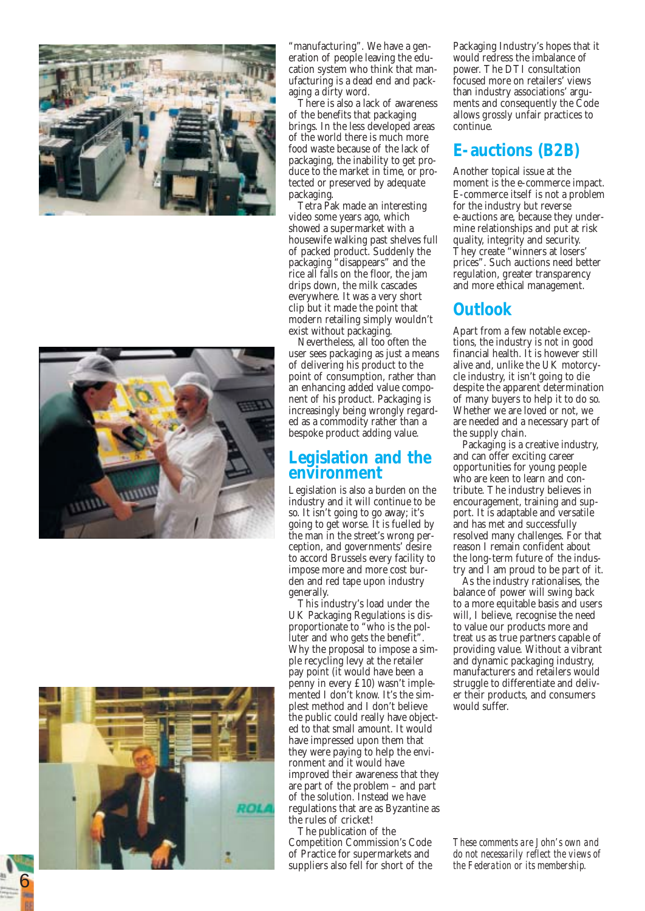"manufacturing". We have a generation of people leaving the education system who think that manufacturing is a dead end and packaging a dirty word.

There is also a lack of awareness of the benefits that packaging brings. In the less developed areas of the world there is much more food waste because of the lack of packaging, the inability to get produce to the market in time, or protected or preserved by adequate packaging.

Tetra Pak made an interesting video some years ago, which showed a supermarket with a housewife walking past shelves full of packed product. Suddenly the packaging "disappears" and the rice all falls on the floor, the jam drips down, the milk cascades everywhere. It was a very short clip but it made the point that modern retailing simply wouldn't exist without packaging.

Nevertheless, all too often the user sees packaging as just a means of delivering his product to the point of consumption, rather than an enhancing added value component of his product. Packaging is increasingly being wrongly regarded as a commodity rather than a bespoke product adding value.

## Legislation and the environment

Legislation is also a burden on the industry and it will continue to be so. It isn't going to go away; it's going to get worse. It is fuelled by the man in the street's wrong perception, and governments' desire to accord Brussels every facility to impose more and more cost burden and red tape upon industry generally.

This industry's load under the UK Packaging Regulations is disproportionate to "who is the polluter and who gets the benefit". Why the proposal to impose a simple recycling levy at the retailer pay point (it would have been a penny in every £10) wasn't implemented I don't know. It's the simplest method and I don't believe the public could really have objected to that small amount. It would have impressed upon them that they were paying to help the environment and it would have improved their awareness that they are part of the problem – and part of the solution. Instead we have regulations that are as Byzantine as the rules of cricket!

The publication of the Competition Commission's Code of Practice for supermarkets and suppliers also fell for short of the Packaging Industry's hopes that it would redress the imbalance of power. The DTI consultation focused more on retailers' views than industry associations' arguments and consequently the Code allows grossly unfair practices to continue.

## E-auctions (B2B)

Another topical issue at the moment is the e-commerce impact. E-commerce itself is not a problem for the industry but reverse e-auctions are, because they undermine relationships and put at risk quality, integrity and security. They create "winners at losers' prices". Such auctions need better regulation, greater transparency and more ethical management.

## Outlook

Apart from a few notable exceptions, the industry is not in good financial health. It is however still alive and, unlike the UK motorcycle industry, it isn't going to die despite the apparent determination of many buyers to help it to do so. Whether we are loved or not, we are needed and a necessary part of the supply chain.

Packaging is a creative industry, and can offer exciting career opportunities for young people who are keen to learn and contribute. The industry believes in encouragement, training and support. It is adaptable and versatile and has met and successfully resolved many challenges. For that reason I remain confident about the long-term future of the industry and I am proud to be part of it.

As the industry rationalises, the balance of power will swing back to a more equitable basis and users will, I believe, recognise the need to value our products more and treat us as true partners capable of providing value. Without a vibrant and dynamic packaging industry, manufacturers and retailers would struggle to differentiate and deliver their products, and consumers would suffer.

*These comments are John's own and do not necessarily reflect the views of the Federation or its membership.*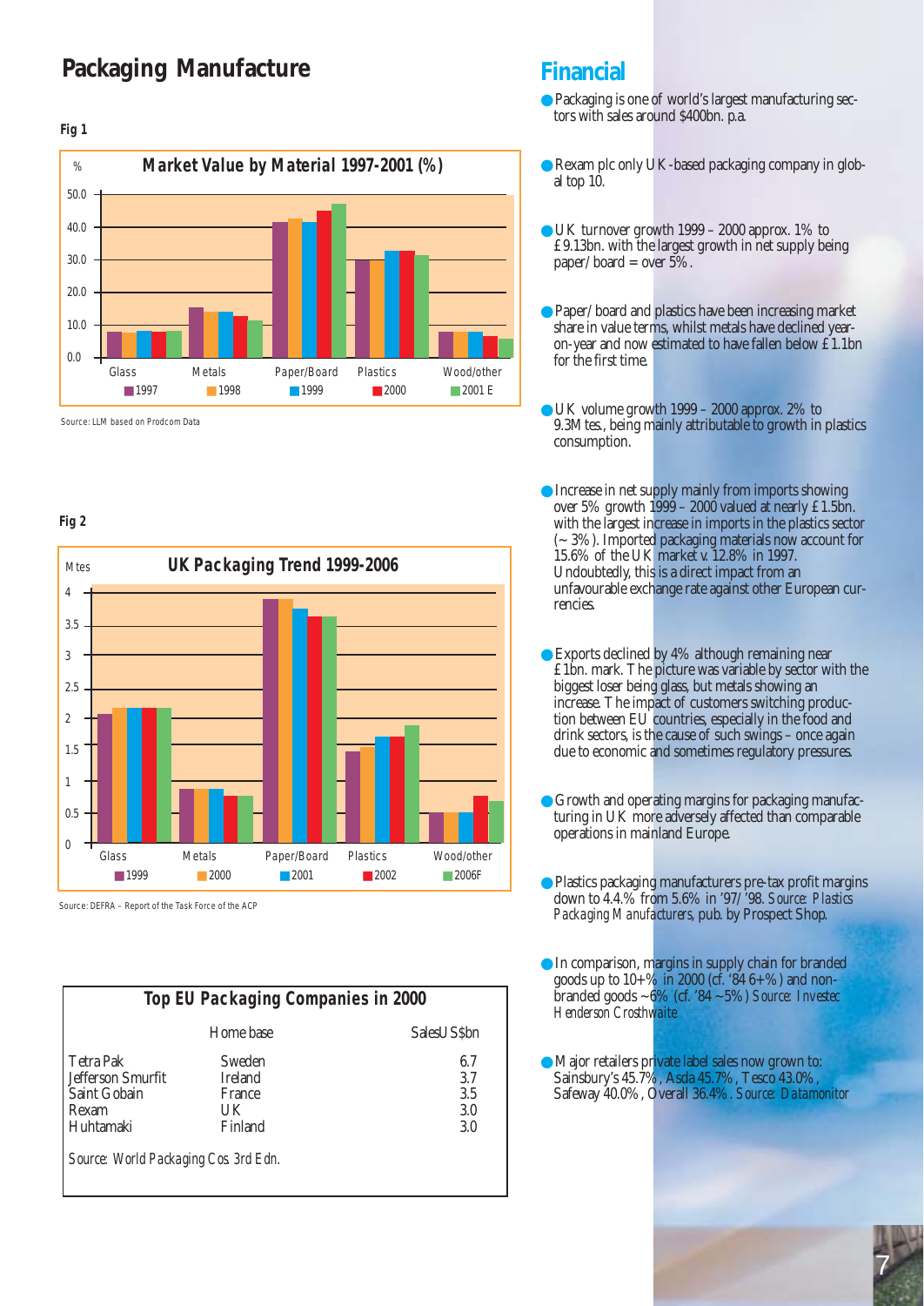# Packaging Manufacture

**Fig 1**

**Market Value by Material 1997-2001 (%)**

Source: LLM based on Prodcom Data

**Fig 2**

**UK Packaging Trend 1999-2006**

Source: DEFRA – Report of the Task Force of the ACP

| Top EU Packaging Companies in 2000 | | |
|---|---|---|
| | Home base | SalesUS$bn |
| Tetra Pak | Sweden | 6.7 |
| Jefferson Smurfit | Ireland | 3.7 |
| Saint Gobain | France | 3.5 |
| Rexam | UK | 3.0 |
| Huhtamaki | Finland | 3.0 |

*Source: World Packaging Cos. 3rd Edn.*

## Financial

- Packaging is one of world's largest manufacturing sectors with sales around $400bn. p.a.
- Rexam plc only UK-based packaging company in global top 10.
- UK turnover growth 1999 – 2000 approx. 1% to £9.13bn. with the largest growth in net supply being paper/board = over 5%.
- Paper/board and plastics have been increasing market share in value terms, whilst metals have declined year-on-year and now estimated to have fallen below £1.1bn for the first time.
- UK volume growth 1999 – 2000 approx. 2% to 9.3Mtes., being mainly attributable to growth in plastics consumption.
- Increase in net supply mainly from imports showing over 5% growth 1999 – 2000 valued at nearly £1.5bn. with the largest increase in imports in the plastics sector (~3%). Imported packaging materials now account for 15.6% of the UK market v. 12.8% in 1997. Undoubtedly, this is a direct impact from an unfavourable exchange rate against other European currencies.
- Exports declined by 4% although remaining near £1bn. mark. The picture was variable by sector with the biggest loser being glass, but metals showing an increase. The impact of customers switching production between EU countries, especially in the food and drink sectors, is the cause of such swings – once again due to economic and sometimes regulatory pressures.
- Growth and operating margins for packaging manufacturing in UK more adversely affected than comparable operations in mainland Europe.
- Plastics packaging manufacturers pre-tax profit margins down to 4.4% from 5.6% in '97/'98. *Source: Plastics Packaging Manufacturers, pub. by Prospect Shop.*
- In comparison, margins in supply chain for branded goods up to 10+% in 2000 (cf. '84 6+%) and non-branded goods ~6% (cf. '84 ~5%) *Source: Investec Henderson Crosthwaite*
- Major retailers private label sales now grown to: Sainsbury's 45.7%, Asda 45.7%, Tesco 43.0%, Safeway 40.0%, Overall 36.4%. *Source: Datamonitor*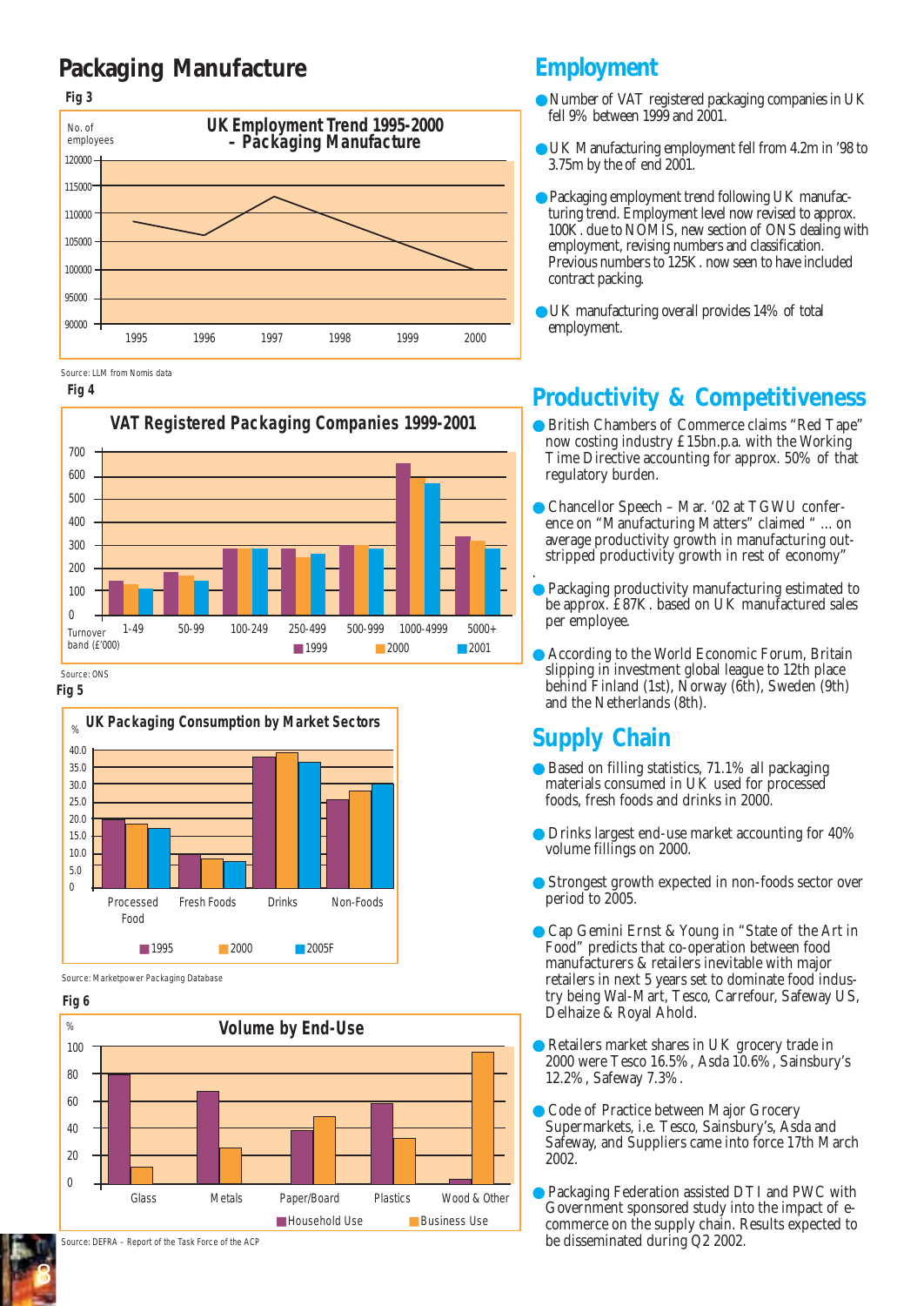## Packaging Manufacture

**Fig 3**

**UK Employment Trend 1995-2000 – Packaging Manufacture**

No. of employees

| Year | 1995 | 1996 | 1997 | 1998 | 1999 | 2000 |
|---|---|---|---|---|---|---|
| Employees (approx.) | 109000 | 106000 | 113000 | 109000 | 105000 | 100000 |

Source: LLM from Nomis data

**Fig 4**

**VAT Registered Packaging Companies 1999-2001**

| Turnover band (£'000) | 1999 | 2000 | 2001 |
|---|---|---|---|
| 1-49 | 145 | 130 | 110 |
| 50-99 | 185 | 170 | 145 |
| 100-249 | 285 | 285 | 285 |
| 250-499 | 285 | 250 | 265 |
| 500-999 | 300 | 300 | 285 |
| 1000-4999 | 650 | 595 | 570 |
| 5000+ | 340 | 320 | 285 |

Source: ONS

**Fig 5**

**UK Packaging Consumption by Market Sectors** (%)

| Sector | 1995 | 2000 | 2005F |
|---|---|---|---|
| Processed Food | 20.0 | 18.5 | 17.5 |
| Fresh Foods | 10.0 | 8.5 | 8.0 |
| Drinks | 38.0 | 39.5 | 36.5 |
| Non-Foods | 26.0 | 28.5 | 30.5 |

Source: Marketpower Packaging Database

**Fig 6**

**Volume by End-Use** (%)

| Material | Household Use | Business Use |
|---|---|---|
| Glass | 80 | 12 |
| Metals | 68 | 26 |
| Paper/Board | 39 | 49 |
| Plastics | 59 | 33 |
| Wood & Other | 3 | 97 |

Source: DEFRA – Report of the Task Force of the ACP

## Employment

- Number of VAT registered packaging companies in UK fell 9% between 1999 and 2001.
- UK Manufacturing employment fell from 4.2m in '98 to 3.75m by the of end 2001.
- Packaging employment trend following UK manufacturing trend. Employment level now revised to approx. 100K. due to NOMIS, new section of ONS dealing with employment, revising numbers and classification. Previous numbers to 125K. now seen to have included contract packing.
- UK manufacturing overall provides 14% of total employment.

## Productivity & Competitiveness

- British Chambers of Commerce claims "Red Tape" now costing industry £15bn.p.a. with the Working Time Directive accounting for approx. 50% of that regulatory burden.
- Chancellor Speech – Mar. '02 at TGWU conference on "Manufacturing Matters" claimed " ... on average productivity growth in manufacturing outstripped productivity growth in rest of economy"
- Packaging productivity manufacturing estimated to be approx. £87K. based on UK manufactured sales per employee.
- According to the World Economic Forum, Britain slipping in investment global league to 12th place behind Finland (1st), Norway (6th), Sweden (9th) and the Netherlands (8th).

## Supply Chain

- Based on filling statistics, 71.1% all packaging materials consumed in UK used for processed foods, fresh foods and drinks in 2000.
- Drinks largest end-use market accounting for 40% volume fillings on 2000.
- Strongest growth expected in non-foods sector over period to 2005.
- Cap Gemini Ernst & Young in "State of the Art in Food" predicts that co-operation between food manufacturers & retailers inevitable with major retailers in next 5 years set to dominate food industry being Wal-Mart, Tesco, Carrefour, Safeway US, Delhaize & Royal Ahold.
- Retailers market shares in UK grocery trade in 2000 were Tesco 16.5%, Asda 10.6%, Sainsbury's 12.2%, Safeway 7.3%.
- Code of Practice between Major Grocery Supermarkets, i.e. Tesco, Sainsbury's, Asda and Safeway, and Suppliers came into force 17th March 2002.
- Packaging Federation assisted DTI and PWC with Government sponsored study into the impact of e-commerce on the supply chain. Results expected to be disseminated during Q2 2002.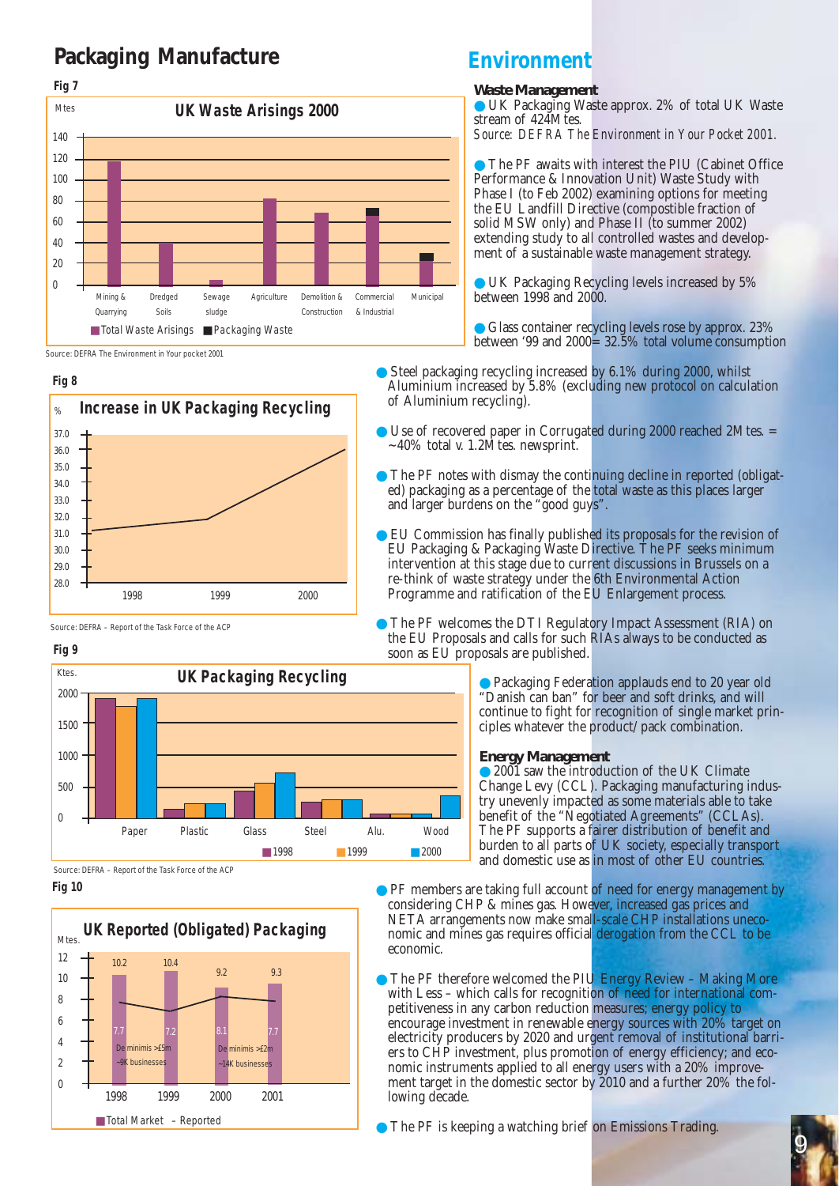# Packaging Manufacture

**Fig 7**

**UK Waste Arisings 2000**

Mtes

Mining & Quarrying | Dredged Soils | Sewage sludge | Agriculture | Demolition & Construction | Commercial & Industrial | Municipal

■ Total Waste Arisings ■ Packaging Waste

Source: DEFRA The Environment in Your pocket 2001

**Fig 8**

**Increase in UK Packaging Recycling**

%

1998 | 1999 | 2000

Source: DEFRA – Report of the Task Force of the ACP

**Fig 9**

**UK Packaging Recycling**

Ktes.

Paper | Plastic | Glass | Steel | Alu. | Wood

■ 1998 ■ 1999 ■ 2000

Source: DEFRA – Report of the Task Force of the ACP

**Fig 10**

**UK Reported (Obligated) Packaging**

Mtes.

| | 1998 | 1999 | 2000 | 2001 |
|---|---|---|---|---|
| Total Market | 10.2 | 10.4 | 9.2 | 9.3 |
| Reported | 7.7 | 7.2 | 8.1 | 7.7 |

De minimis >£5m ~9K businesses

De minimis >£2m ~14K businesses

■ Total Market – Reported

# Environment

### Waste Management

- UK Packaging Waste approx. 2% of total UK Waste stream of 424Mtes.
  *Source: DEFRA The Environment in Your Pocket 2001.*
- The PF awaits with interest the PIU (Cabinet Office Performance & Innovation Unit) Waste Study with Phase I (to Feb 2002) examining options for meeting the EU Landfill Directive (compostible fraction of solid MSW only) and Phase II (to summer 2002) extending study to all controlled wastes and development of a sustainable waste management strategy.
- UK Packaging Recycling levels increased by 5% between 1998 and 2000.
- Glass container recycling levels rose by approx. 23% between '99 and 2000= 32.5% total volume consumption
- Steel packaging recycling increased by 6.1% during 2000, whilst Aluminium increased by 5.8% (excluding new protocol on calculation of Aluminium recycling).
- Use of recovered paper in Corrugated during 2000 reached 2Mtes. = ~40% total v. 1.2Mtes. newsprint.
- The PF notes with dismay the continuing decline in reported (obligated) packaging as a percentage of the total waste as this places larger and larger burdens on the "good guys".
- EU Commission has finally published its proposals for the revision of EU Packaging & Packaging Waste Directive. The PF seeks minimum intervention at this stage due to current discussions in Brussels on a re-think of waste strategy under the 6th Environmental Action Programme and ratification of the EU Enlargement process.
- The PF welcomes the DTI Regulatory Impact Assessment (RIA) on the EU Proposals and calls for such RIAs always to be conducted as soon as EU proposals are published.
- Packaging Federation applauds end to 20 year old "Danish can ban" for beer and soft drinks, and will continue to fight for recognition of single market principles whatever the product/pack combination.

### Energy Management

- 2001 saw the introduction of the UK Climate Change Levy (CCL). Packaging manufacturing industry unevenly impacted as some materials able to take benefit of the "Negotiated Agreements" (CCLAs). The PF supports a fairer distribution of benefit and burden to all parts of UK society, especially transport and domestic use as in most of other EU countries.
- PF members are taking full account of need for energy management by considering CHP & mines gas. However, increased gas prices and NETA arrangements now make small-scale CHP installations uneconomic and mines gas requires official derogation from the CCL to be economic.
- The PF therefore welcomed the PIU Energy Review – Making More with Less – which calls for recognition of need for international competitiveness in any carbon reduction measures; energy policy to encourage investment in renewable energy sources with 20% target on electricity producers by 2020 and urgent removal of institutional barriers to CHP investment, plus promotion of energy efficiency; and economic instruments applied to all energy users with a 20% improvement target in the domestic sector by 2010 and a further 20% the following decade.
- The PF is keeping a watching brief on Emissions Trading.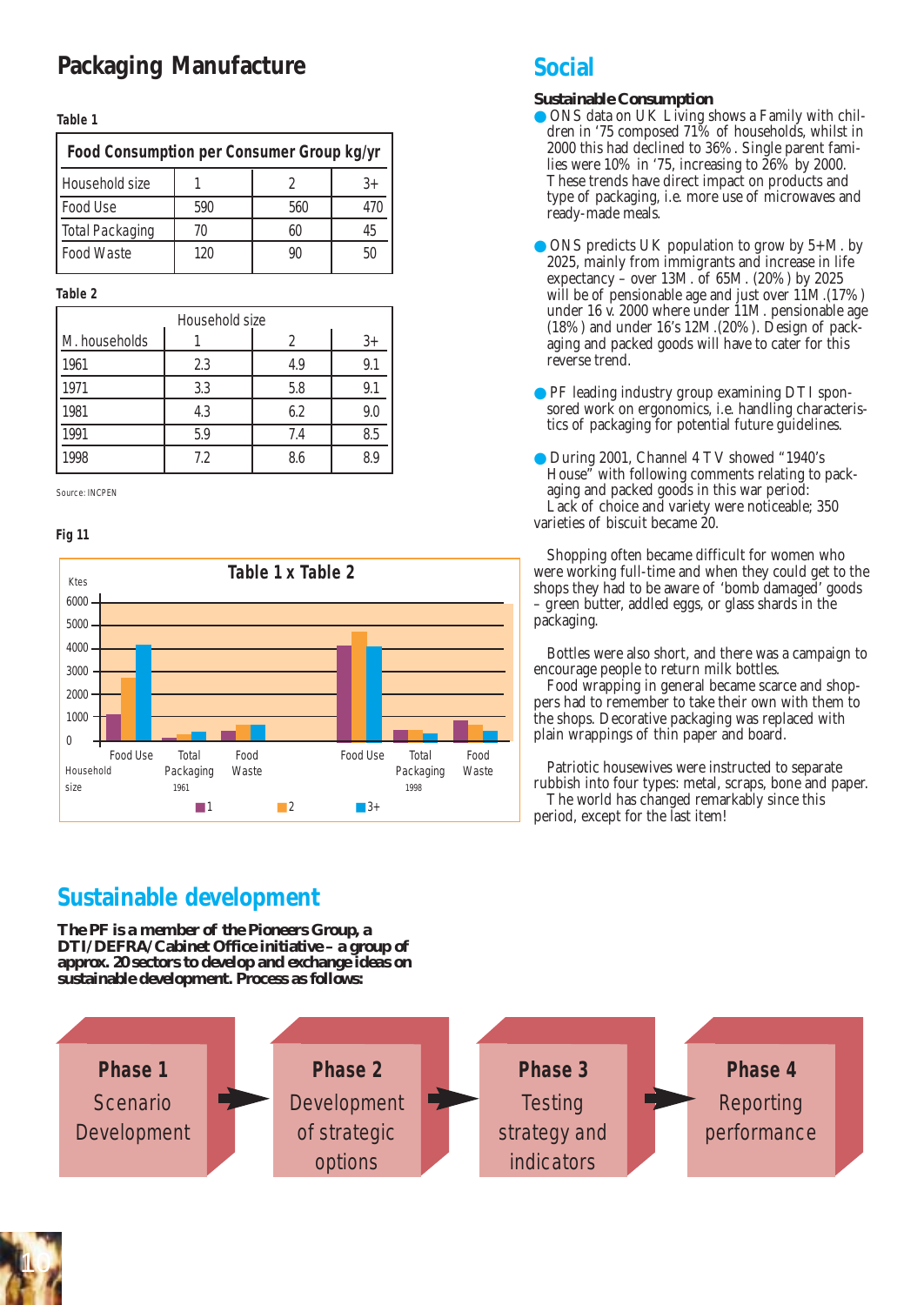## Packaging Manufacture

**Table 1**

| Food Consumption per Consumer Group kg/yr | | | |
|---|---|---|---|
| Household size | 1 | 2 | 3+ |
| Food Use | 590 | 560 | 470 |
| Total Packaging | 70 | 60 | 45 |
| Food Waste | 120 | 90 | 50 |

**Table 2**

| | Household size | | |
|---|---|---|---|
| M. households | 1 | 2 | 3+ |
| 1961 | 2.3 | 4.9 | 9.1 |
| 1971 | 3.3 | 5.8 | 9.1 |
| 1981 | 4.3 | 6.2 | 9.0 |
| 1991 | 5.9 | 7.4 | 8.5 |
| 1998 | 7.2 | 8.6 | 8.9 |

Source: INCPEN

**Fig 11**

Table 1 x Table 2

## Social

**Sustainable Consumption**

- ONS data on UK Living shows a Family with children in '75 composed 71% of households, whilst in 2000 this had declined to 36%. Single parent families were 10% in '75, increasing to 26% by 2000. These trends have direct impact on products and type of packaging, i.e. more use of microwaves and ready-made meals.

- ONS predicts UK population to grow by 5+M. by 2025, mainly from immigrants and increase in life expectancy – over 13M. of 65M. (20%) by 2025 will be of pensionable age and just over 11M.(17%) under 16 v. 2000 where under 11M. pensionable age (18%) and under 16's 12M.(20%). Design of packaging and packed goods will have to cater for this reverse trend.

- PF leading industry group examining DTI sponsored work on ergonomics, i.e. handling characteristics of packaging for potential future guidelines.

- During 2001, Channel 4 TV showed "1940's House" with following comments relating to packaging and packed goods in this war period:
Lack of choice and variety were noticeable; 350 varieties of biscuit became 20.

Shopping often became difficult for women who were working full-time and when they could get to the shops they had to be aware of 'bomb damaged' goods – green butter, addled eggs, or glass shards in the packaging.

Bottles were also short, and there was a campaign to encourage people to return milk bottles.
Food wrapping in general became scarce and shoppers had to remember to take their own with them to the shops. Decorative packaging was replaced with plain wrappings of thin paper and board.

Patriotic housewives were instructed to separate rubbish into four types: metal, scraps, bone and paper.
The world has changed remarkably since this period, except for the last item!

## Sustainable development

**The PF is a member of the Pioneers Group, a DTI/DEFRA/Cabinet Office initiative – a group of approx. 20 sectors to develop and exchange ideas on sustainable development. Process as follows:**

**Phase 1** Scenario Development → **Phase 2** Development of strategic options → **Phase 3** Testing strategy and indicators → **Phase 4** Reporting performance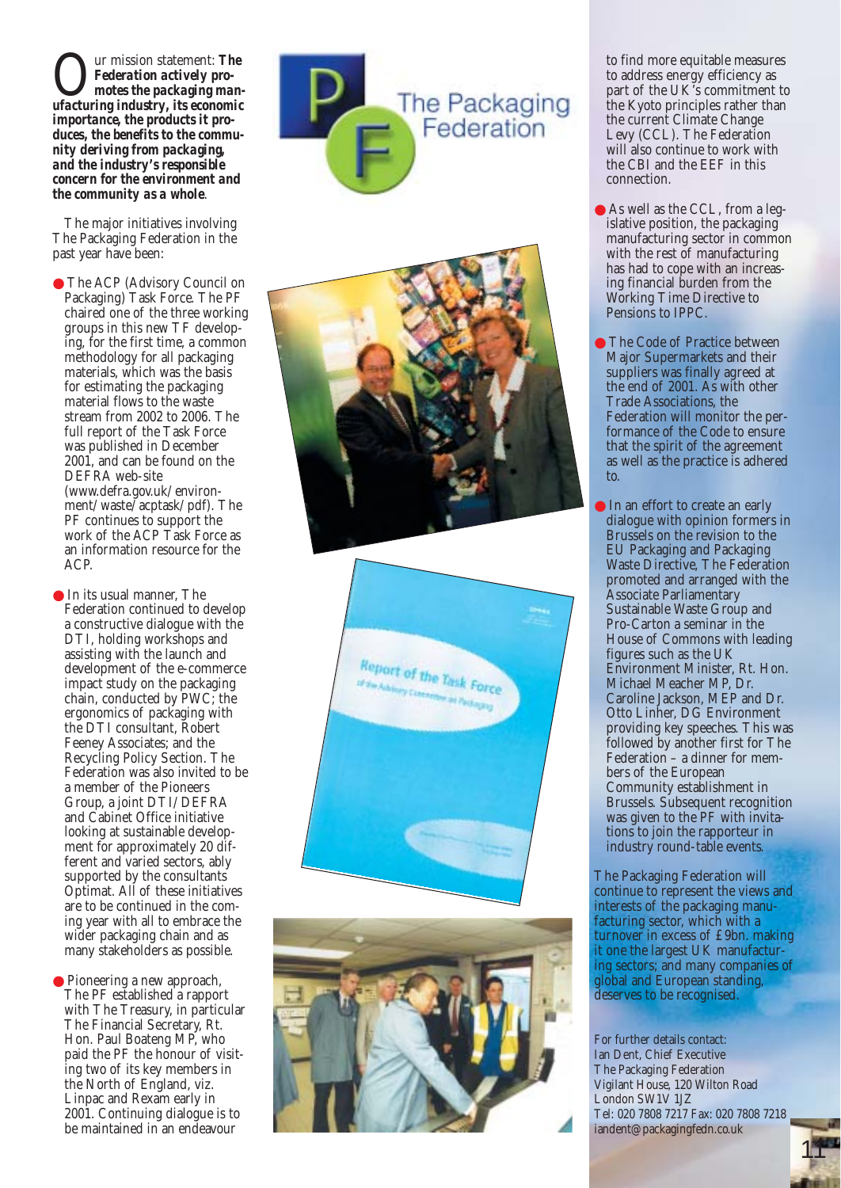# The Packaging Federation

Our mission statement: ***The Federation actively promotes the packaging manufacturing industry, its economic importance, the products it produces, the benefits to the community deriving from packaging, and the industry's responsible concern for the environment and the community as a whole***.

The major initiatives involving The Packaging Federation in the past year have been:

- The ACP (Advisory Council on Packaging) Task Force. The PF chaired one of the three working groups in this new TF developing, for the first time, a common methodology for all packaging materials, which was the basis for estimating the packaging material flows to the waste stream from 2002 to 2006. The full report of the Task Force was published in December 2001, and can be found on the DEFRA web-site (www.defra.gov.uk/environment/waste/acptask/pdf). The PF continues to support the work of the ACP Task Force as an information resource for the ACP.

- In its usual manner, The Federation continued to develop a constructive dialogue with the DTI, holding workshops and assisting with the launch and development of the e-commerce impact study on the packaging chain, conducted by PWC; the ergonomics of packaging with the DTI consultant, Robert Feeney Associates; and the Recycling Policy Section. The Federation was also invited to be a member of the Pioneers Group, a joint DTI/DEFRA and Cabinet Office initiative looking at sustainable development for approximately 20 different and varied sectors, ably supported by the consultants Optimat. All of these initiatives are to be continued in the coming year with all to embrace the wider packaging chain and as many stakeholders as possible.

- Pioneering a new approach, The PF established a rapport with The Treasury, in particular The Financial Secretary, Rt. Hon. Paul Boateng MP, who paid the PF the honour of visiting two of its key members in the North of England, viz. Linpac and Rexam early in 2001. Continuing dialogue is to be maintained in an endeavour to find more equitable measures to address energy efficiency as part of the UK's commitment to the Kyoto principles rather than the current Climate Change Levy (CCL). The Federation will also continue to work with the CBI and the EEF in this connection.

- As well as the CCL, from a legislative position, the packaging manufacturing sector in common with the rest of manufacturing has had to cope with an increasing financial burden from the Working Time Directive to Pensions to IPPC.

- The Code of Practice between Major Supermarkets and their suppliers was finally agreed at the end of 2001. As with other Trade Associations, the Federation will monitor the performance of the Code to ensure that the spirit of the agreement as well as the practice is adhered to.

- In an effort to create an early dialogue with opinion formers in Brussels on the revision to the EU Packaging and Packaging Waste Directive, The Federation promoted and arranged with the Associate Parliamentary Sustainable Waste Group and Pro-Carton a seminar in the House of Commons with leading figures such as the UK Environment Minister, Rt. Hon. Michael Meacher MP, Dr. Caroline Jackson, MEP and Dr. Otto Linher, DG Environment providing key speeches. This was followed by another first for The Federation – a dinner for members of the European Community establishment in Brussels. Subsequent recognition was given to the PF with invitations to join the rapporteur in industry round-table events.

The Packaging Federation will continue to represent the views and interests of the packaging manufacturing sector, which with a turnover in excess of £9bn. making it one the largest UK manufacturing sectors; and many companies of global and European standing, deserves to be recognised.

For further details contact:
Ian Dent, Chief Executive
The Packaging Federation
Vigilant House, 120 Wilton Road
London SW1V 1JZ
Tel: 020 7808 7217 Fax: 020 7808 7218
iandent@packagingfedn.co.uk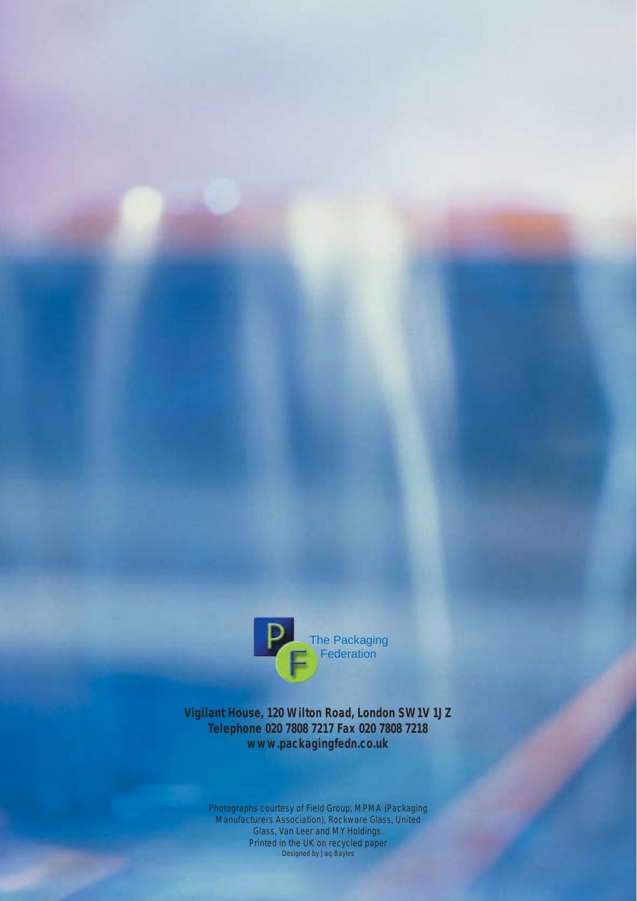The Packaging Federation

**Vigilant House, 120 Wilton Road, London SW1V 1JZ**
**Telephone 020 7808 7217 Fax 020 7808 7218**
**www.packagingfedn.co.uk**

Photographs courtesy of Field Group, MPMA (Packaging Manufacturers Association), Rockware Glass, United Glass, Van Leer and MY Holdings.
Printed in the UK on recycled paper
Designed by Jaq Bayles